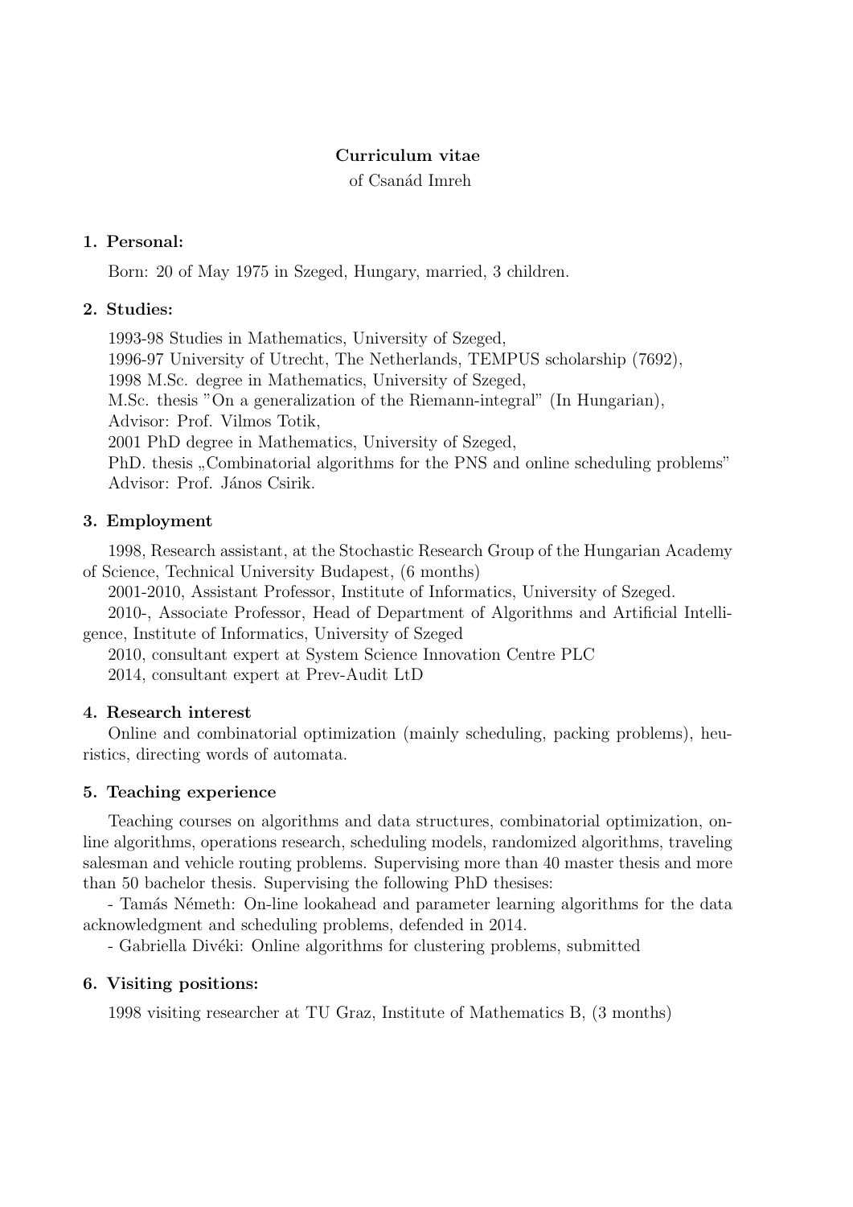**Curriculum vitae**

of Csanád Imreh

## 1. Personal:

Born: 20 of May 1975 in Szeged, Hungary, married, 3 children.

## 2. Studies:

1993-98 Studies in Mathematics, University of Szeged,
1996-97 University of Utrecht, The Netherlands, TEMPUS scholarship (7692),
1998 M.Sc. degree in Mathematics, University of Szeged,
M.Sc. thesis "On a generalization of the Riemann-integral" (In Hungarian),
Advisor: Prof. Vilmos Totik,
2001 PhD degree in Mathematics, University of Szeged,
PhD. thesis „Combinatorial algorithms for the PNS and online scheduling problems"
Advisor: Prof. János Csirik.

## 3. Employment

1998, Research assistant, at the Stochastic Research Group of the Hungarian Academy of Science, Technical University Budapest, (6 months)

2001-2010, Assistant Professor, Institute of Informatics, University of Szeged.

2010-, Associate Professor, Head of Department of Algorithms and Artificial Intelligence, Institute of Informatics, University of Szeged

2010, consultant expert at System Science Innovation Centre PLC

2014, consultant expert at Prev-Audit LtD

## 4. Research interest

Online and combinatorial optimization (mainly scheduling, packing problems), heuristics, directing words of automata.

## 5. Teaching experience

Teaching courses on algorithms and data structures, combinatorial optimization, online algorithms, operations research, scheduling models, randomized algorithms, traveling salesman and vehicle routing problems. Supervising more than 40 master thesis and more than 50 bachelor thesis. Supervising the following PhD thesises:

- Tamás Németh: On-line lookahead and parameter learning algorithms for the data acknowledgment and scheduling problems, defended in 2014.
- Gabriella Divéki: Online algorithms for clustering problems, submitted

## 6. Visiting positions:

1998 visiting researcher at TU Graz, Institute of Mathematics B, (3 months)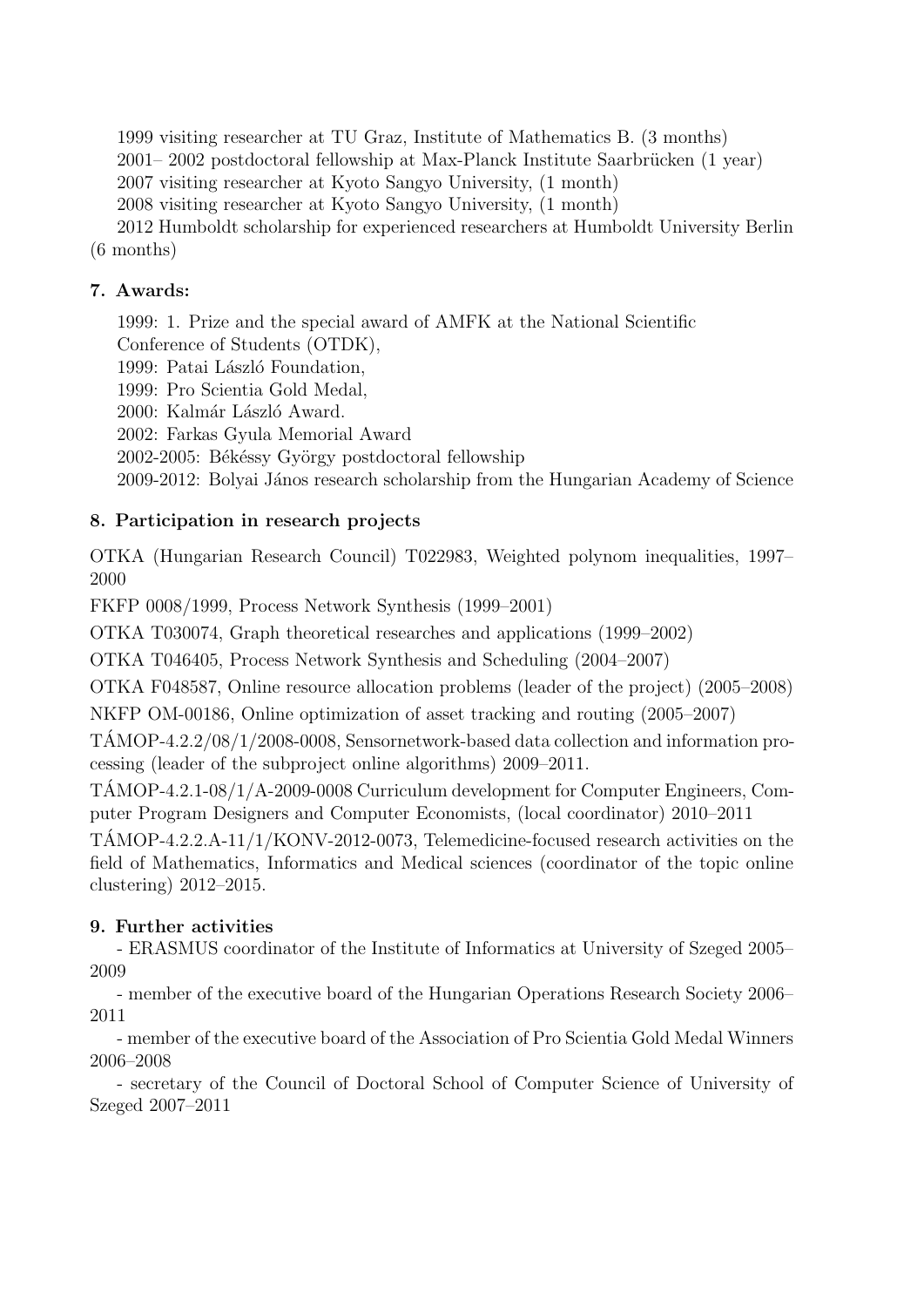1999 visiting researcher at TU Graz, Institute of Mathematics B. (3 months)
2001– 2002 postdoctoral fellowship at Max-Planck Institute Saarbrücken (1 year)
2007 visiting researcher at Kyoto Sangyo University, (1 month)
2008 visiting researcher at Kyoto Sangyo University, (1 month)
2012 Humboldt scholarship for experienced researchers at Humboldt University Berlin (6 months)

### 7. Awards:

1999: 1. Prize and the special award of AMFK at the National Scientific Conference of Students (OTDK),
1999: Patai László Foundation,
1999: Pro Scientia Gold Medal,
2000: Kalmár László Award.
2002: Farkas Gyula Memorial Award
2002-2005: Békéssy György postdoctoral fellowship
2009-2012: Bolyai János research scholarship from the Hungarian Academy of Science

### 8. Participation in research projects

OTKA (Hungarian Research Council) T022983, Weighted polynom inequalities, 1997–2000

FKFP 0008/1999, Process Network Synthesis (1999–2001)

OTKA T030074, Graph theoretical researches and applications (1999–2002)

OTKA T046405, Process Network Synthesis and Scheduling (2004–2007)

OTKA F048587, Online resource allocation problems (leader of the project) (2005–2008)

NKFP OM-00186, Online optimization of asset tracking and routing (2005–2007)

TÁMOP-4.2.2/08/1/2008-0008, Sensornetwork-based data collection and information processing (leader of the subproject online algorithms) 2009–2011.

TÁMOP-4.2.1-08/1/A-2009-0008 Curriculum development for Computer Engineers, Computer Program Designers and Computer Economists, (local coordinator) 2010–2011

TÁMOP-4.2.2.A-11/1/KONV-2012-0073, Telemedicine-focused research activities on the field of Mathematics, Informatics and Medical sciences (coordinator of the topic online clustering) 2012–2015.

### 9. Further activities

- ERASMUS coordinator of the Institute of Informatics at University of Szeged 2005–2009
- member of the executive board of the Hungarian Operations Research Society 2006–2011
- member of the executive board of the Association of Pro Scientia Gold Medal Winners 2006–2008
- secretary of the Council of Doctoral School of Computer Science of University of Szeged 2007–2011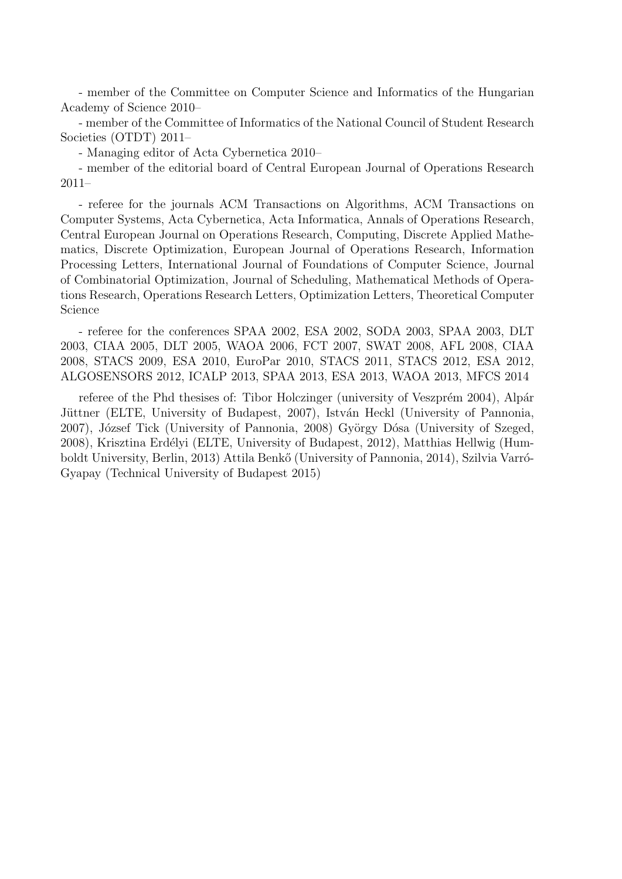- member of the Committee on Computer Science and Informatics of the Hungarian Academy of Science 2010–

- member of the Committee of Informatics of the National Council of Student Research Societies (OTDT) 2011–

- Managing editor of Acta Cybernetica 2010–

- member of the editorial board of Central European Journal of Operations Research 2011–

- referee for the journals ACM Transactions on Algorithms, ACM Transactions on Computer Systems, Acta Cybernetica, Acta Informatica, Annals of Operations Research, Central European Journal on Operations Research, Computing, Discrete Applied Mathematics, Discrete Optimization, European Journal of Operations Research, Information Processing Letters, International Journal of Foundations of Computer Science, Journal of Combinatorial Optimization, Journal of Scheduling, Mathematical Methods of Operations Research, Operations Research Letters, Optimization Letters, Theoretical Computer Science

- referee for the conferences SPAA 2002, ESA 2002, SODA 2003, SPAA 2003, DLT 2003, CIAA 2005, DLT 2005, WAOA 2006, FCT 2007, SWAT 2008, AFL 2008, CIAA 2008, STACS 2009, ESA 2010, EuroPar 2010, STACS 2011, STACS 2012, ESA 2012, ALGOSENSORS 2012, ICALP 2013, SPAA 2013, ESA 2013, WAOA 2013, MFCS 2014

referee of the Phd thesises of: Tibor Holczinger (university of Veszprém 2004), Alpár Jüttner (ELTE, University of Budapest, 2007), István Heckl (University of Pannonia, 2007), József Tick (University of Pannonia, 2008) György Dósa (University of Szeged, 2008), Krisztina Erdélyi (ELTE, University of Budapest, 2012), Matthias Hellwig (Humboldt University, Berlin, 2013) Attila Benkő (University of Pannonia, 2014), Szilvia Varró-Gyapay (Technical University of Budapest 2015)